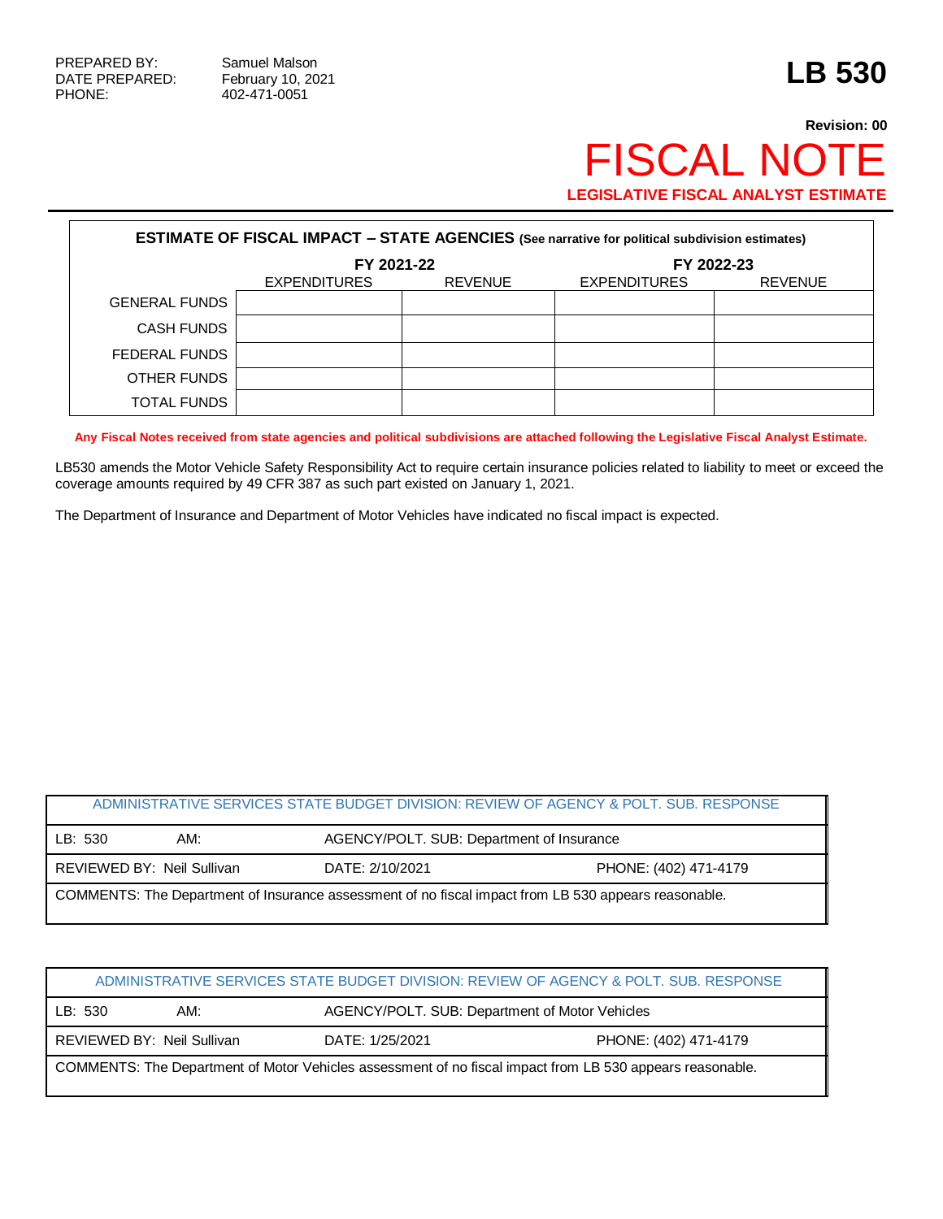PREPARED BY: Samuel Malson
DATE PREPARED: February 10, 2021
PHONE: 402-471-0051

# LB 530

**Revision: 00**

# FISCAL NOTE

**LEGISLATIVE FISCAL ANALYST ESTIMATE**

| **ESTIMATE OF FISCAL IMPACT – STATE AGENCIES** (See narrative for political subdivision estimates) | | | | |
|---|---|---|---|---|
| | **FY 2021-22** | | **FY 2022-23** | |
| | EXPENDITURES | REVENUE | EXPENDITURES | REVENUE |
| GENERAL FUNDS | | | | |
| CASH FUNDS | | | | |
| FEDERAL FUNDS | | | | |
| OTHER FUNDS | | | | |
| TOTAL FUNDS | | | | |

**Any Fiscal Notes received from state agencies and political subdivisions are attached following the Legislative Fiscal Analyst Estimate.**

LB530 amends the Motor Vehicle Safety Responsibility Act to require certain insurance policies related to liability to meet or exceed the coverage amounts required by 49 CFR 387 as such part existed on January 1, 2021.

The Department of Insurance and Department of Motor Vehicles have indicated no fiscal impact is expected.

| ADMINISTRATIVE SERVICES STATE BUDGET DIVISION: REVIEW OF AGENCY & POLT. SUB. RESPONSE | | | |
|---|---|---|---|
| LB: 530 | AM: | AGENCY/POLT. SUB: Department of Insurance | |
| REVIEWED BY: Neil Sullivan | | DATE: 2/10/2021 | PHONE: (402) 471-4179 |
| COMMENTS: The Department of Insurance assessment of no fiscal impact from LB 530 appears reasonable. | | | |

| ADMINISTRATIVE SERVICES STATE BUDGET DIVISION: REVIEW OF AGENCY & POLT. SUB. RESPONSE | | | |
|---|---|---|---|
| LB: 530 | AM: | AGENCY/POLT. SUB: Department of Motor Vehicles | |
| REVIEWED BY: Neil Sullivan | | DATE: 1/25/2021 | PHONE: (402) 471-4179 |
| COMMENTS: The Department of Motor Vehicles assessment of no fiscal impact from LB 530 appears reasonable. | | | |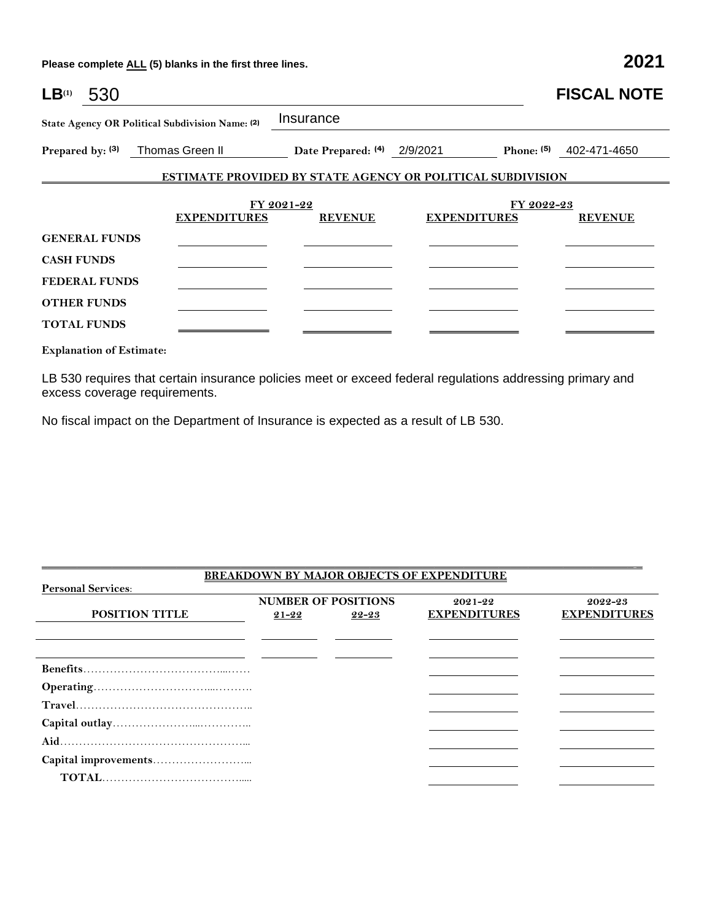Please complete ALL (5) blanks in the first three lines.

**2021**

# LB[(1)] 530 — FISCAL NOTE

**State Agency OR Political Subdivision Name:** [(2)] Insurance

**Prepared by:** [(3)] Thomas Green II **Date Prepared:** [(4)] 2/9/2021 **Phone:** [(5)] 402-471-4650

## ESTIMATE PROVIDED BY STATE AGENCY OR POLITICAL SUBDIVISION

| | FY 2021-22 | | FY 2022-23 | |
|---|---|---|---|---|
| | EXPENDITURES | REVENUE | EXPENDITURES | REVENUE |
| GENERAL FUNDS | | | | |
| CASH FUNDS | | | | |
| FEDERAL FUNDS | | | | |
| OTHER FUNDS | | | | |
| TOTAL FUNDS | | | | |

**Explanation of Estimate:**

LB 530 requires that certain insurance policies meet or exceed federal regulations addressing primary and excess coverage requirements.

No fiscal impact on the Department of Insurance is expected as a result of LB 530.

## BREAKDOWN BY MAJOR OBJECTS OF EXPENDITURE

**Personal Services:**

| POSITION TITLE | NUMBER OF POSITIONS 21-22 | NUMBER OF POSITIONS 22-23 | 2021-22 EXPENDITURES | 2022-23 EXPENDITURES |
|---|---|---|---|---|
| | | | | |
| | | | | |
| Benefits | | | | |
| Operating | | | | |
| Travel | | | | |
| Capital outlay | | | | |
| Aid | | | | |
| Capital improvements | | | | |
| TOTAL | | | | |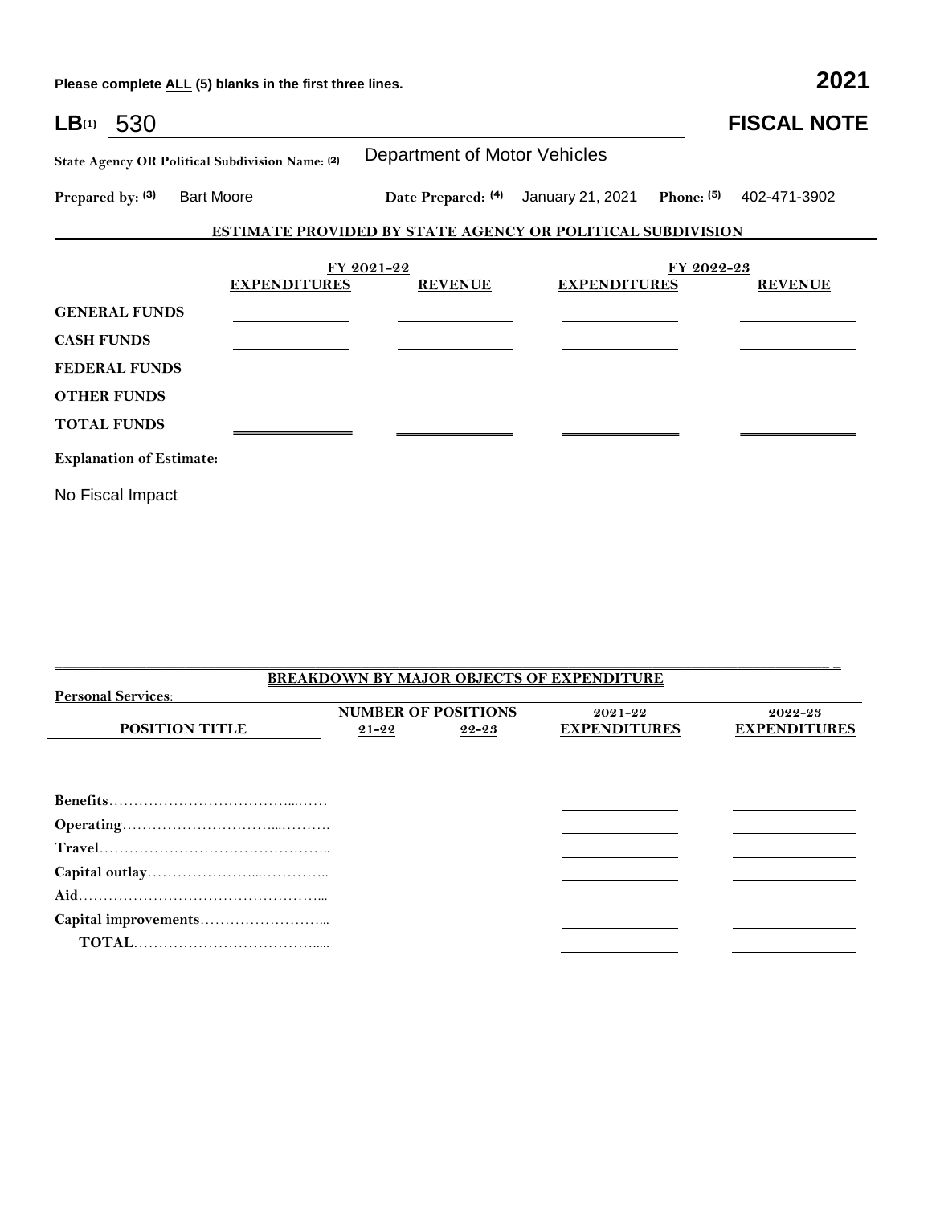Please complete ALL (5) blanks in the first three lines. **2021**

**LB**(1) 530 **FISCAL NOTE**

**State Agency OR Political Subdivision Name:** (2) Department of Motor Vehicles

**Prepared by:** (3) Bart Moore **Date Prepared:** (4) January 21, 2021 **Phone:** (5) 402-471-3902

**ESTIMATE PROVIDED BY STATE AGENCY OR POLITICAL SUBDIVISION**

| | FY 2021-22 | | FY 2022-23 | |
|---|---|---|---|---|
| | **EXPENDITURES** | **REVENUE** | **EXPENDITURES** | **REVENUE** |
| **GENERAL FUNDS** | | | | |
| **CASH FUNDS** | | | | |
| **FEDERAL FUNDS** | | | | |
| **OTHER FUNDS** | | | | |
| **TOTAL FUNDS** | | | | |

**Explanation of Estimate:**

No Fiscal Impact

**BREAKDOWN BY MAJOR OBJECTS OF EXPENDITURE**

**Personal Services:**

| **POSITION TITLE** | **NUMBER OF POSITIONS 21-22** | **NUMBER OF POSITIONS 22-23** | **2021-22 EXPENDITURES** | **2022-23 EXPENDITURES** |
|---|---|---|---|---|
| | | | | |
| | | | | |
| **Benefits** | | | | |
| **Operating** | | | | |
| **Travel** | | | | |
| **Capital outlay** | | | | |
| **Aid** | | | | |
| **Capital improvements** | | | | |
| **TOTAL** | | | | |